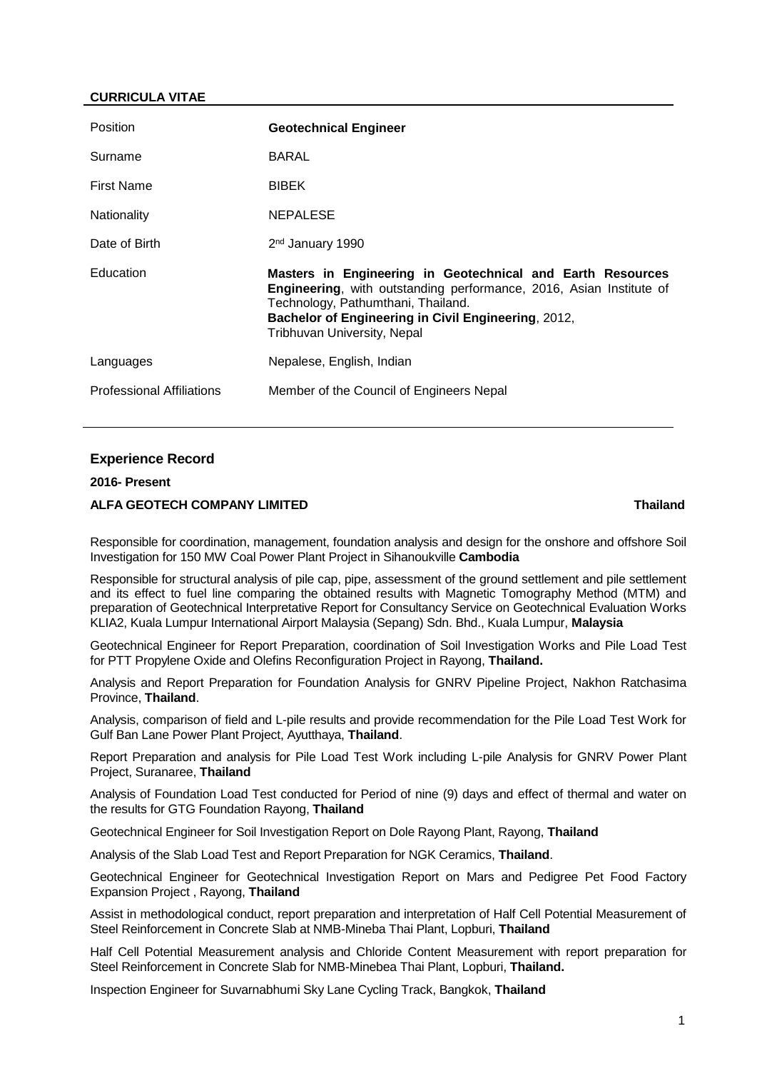**CURRICULA VITAE**

| | |
|---|---|
| Position | **Geotechnical Engineer** |
| Surname | BARAL |
| First Name | BIBEK |
| Nationality | NEPALESE |
| Date of Birth | 2nd January 1990 |
| Education | **Masters in Engineering in Geotechnical and Earth Resources Engineering**, with outstanding performance, 2016, Asian Institute of Technology, Pathumthani, Thailand.<br>**Bachelor of Engineering in Civil Engineering**, 2012, Tribhuvan University, Nepal |
| Languages | Nepalese, English, Indian |
| Professional Affiliations | Member of the Council of Engineers Nepal |

## Experience Record

**2016- Present**

**ALFA GEOTECH COMPANY LIMITED** **Thailand**

Responsible for coordination, management, foundation analysis and design for the onshore and offshore Soil Investigation for 150 MW Coal Power Plant Project in Sihanoukville **Cambodia**

Responsible for structural analysis of pile cap, pipe, assessment of the ground settlement and pile settlement and its effect to fuel line comparing the obtained results with Magnetic Tomography Method (MTM) and preparation of Geotechnical Interpretative Report for Consultancy Service on Geotechnical Evaluation Works KLIA2, Kuala Lumpur International Airport Malaysia (Sepang) Sdn. Bhd., Kuala Lumpur, **Malaysia**

Geotechnical Engineer for Report Preparation, coordination of Soil Investigation Works and Pile Load Test for PTT Propylene Oxide and Olefins Reconfiguration Project in Rayong, **Thailand.**

Analysis and Report Preparation for Foundation Analysis for GNRV Pipeline Project, Nakhon Ratchasima Province, **Thailand**.

Analysis, comparison of field and L-pile results and provide recommendation for the Pile Load Test Work for Gulf Ban Lane Power Plant Project, Ayutthaya, **Thailand**.

Report Preparation and analysis for Pile Load Test Work including L-pile Analysis for GNRV Power Plant Project, Suranaree, **Thailand**

Analysis of Foundation Load Test conducted for Period of nine (9) days and effect of thermal and water on the results for GTG Foundation Rayong, **Thailand**

Geotechnical Engineer for Soil Investigation Report on Dole Rayong Plant, Rayong, **Thailand**

Analysis of the Slab Load Test and Report Preparation for NGK Ceramics, **Thailand**.

Geotechnical Engineer for Geotechnical Investigation Report on Mars and Pedigree Pet Food Factory Expansion Project , Rayong, **Thailand**

Assist in methodological conduct, report preparation and interpretation of Half Cell Potential Measurement of Steel Reinforcement in Concrete Slab at NMB-Mineba Thai Plant, Lopburi, **Thailand**

Half Cell Potential Measurement analysis and Chloride Content Measurement with report preparation for Steel Reinforcement in Concrete Slab for NMB-Minebea Thai Plant, Lopburi, **Thailand.**

Inspection Engineer for Suvarnabhumi Sky Lane Cycling Track, Bangkok, **Thailand**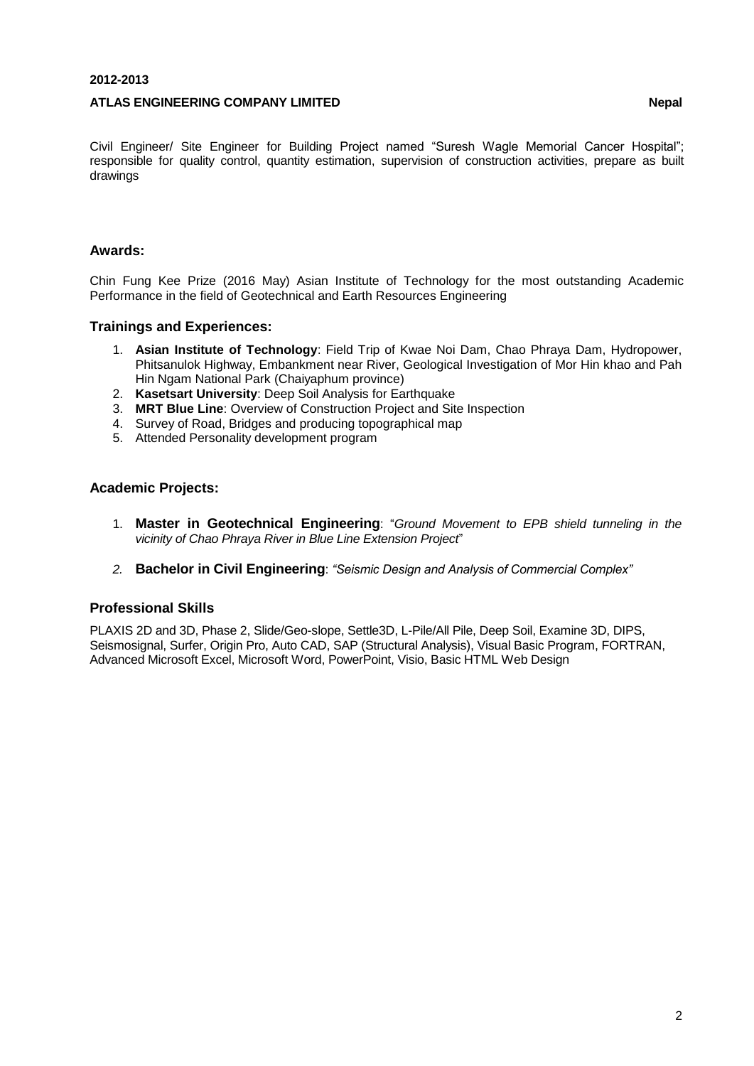**2012-2013**

**ATLAS ENGINEERING COMPANY LIMITED** **Nepal**

Civil Engineer/ Site Engineer for Building Project named "Suresh Wagle Memorial Cancer Hospital"; responsible for quality control, quantity estimation, supervision of construction activities, prepare as built drawings

## Awards:

Chin Fung Kee Prize (2016 May) Asian Institute of Technology for the most outstanding Academic Performance in the field of Geotechnical and Earth Resources Engineering

## Trainings and Experiences:

1. **Asian Institute of Technology**: Field Trip of Kwae Noi Dam, Chao Phraya Dam, Hydropower, Phitsanulok Highway, Embankment near River, Geological Investigation of Mor Hin khao and Pah Hin Ngam National Park (Chaiyaphum province)
2. **Kasetsart University**: Deep Soil Analysis for Earthquake
3. **MRT Blue Line**: Overview of Construction Project and Site Inspection
4. Survey of Road, Bridges and producing topographical map
5. Attended Personality development program

## Academic Projects:

1. **Master in Geotechnical Engineering**: "*Ground Movement to EPB shield tunneling in the vicinity of Chao Phraya River in Blue Line Extension Project*"
2. **Bachelor in Civil Engineering**: *"Seismic Design and Analysis of Commercial Complex"*

## Professional Skills

PLAXIS 2D and 3D, Phase 2, Slide/Geo-slope, Settle3D, L-Pile/All Pile, Deep Soil, Examine 3D, DIPS, Seismosignal, Surfer, Origin Pro, Auto CAD, SAP (Structural Analysis), Visual Basic Program, FORTRAN, Advanced Microsoft Excel, Microsoft Word, PowerPoint, Visio, Basic HTML Web Design